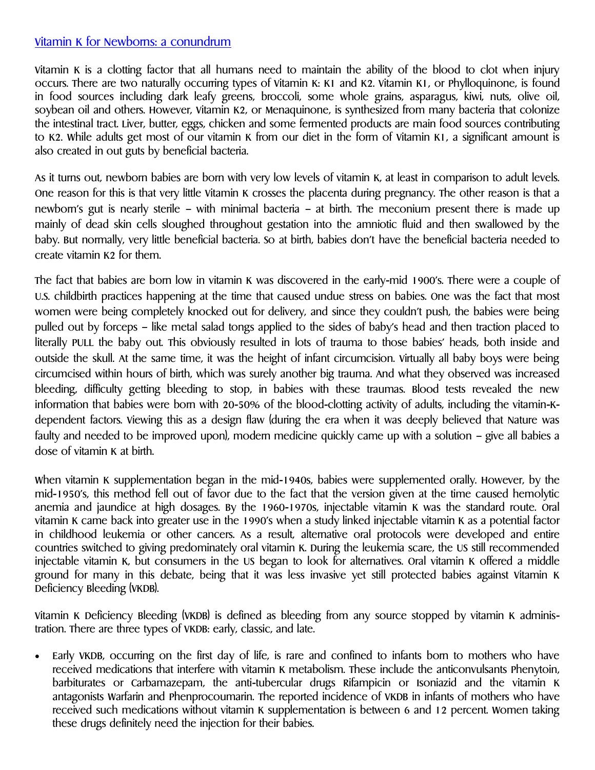# Vitamin K for Newborns: a conundrum

Vitamin K is a clotting factor that all humans need to maintain the ability of the blood to clot when injury occurs. There are two naturally occurring types of Vitamin K: K1 and K2. Vitamin K1, or Phylloquinone, is found in food sources including dark leafy greens, broccoli, some whole grains, asparagus, kiwi, nuts, olive oil, soybean oil and others. However, Vitamin K2, or Menaquinone, is synthesized from many bacteria that colonize the intestinal tract. Liver, butter, eggs, chicken and some fermented products are main food sources contributing to K2. While adults get most of our vitamin K from our diet in the form of vitamin K1, a significant amount is also created in out guts by beneficial bacteria.

As it turns out, newborn babies are born with very low levels of vitamin K, at least in comparison to adult levels. One reason for this is that very little Vitamin K crosses the placenta during pregnancy. The other reason is that a newborn's gut is nearly sterile – with minimal bacteria – at birth. The meconium present there is made up mainly of dead skin cells sloughed throughout gestation into the amniotic fluid and then swallowed by the baby. But normally, very little beneficial bacteria. So at birth, babies don't have the beneficial bacteria needed to create vitamin K2 for them.

The fact that babies are born low in vitamin K was discovered in the early-mid 1900's. There were a couple of U.S. childbirth practices happening at the time that caused undue stress on babies. One was the fact that most women were being completely knocked out for delivery, and since they couldn't push, the babies were being pulled out by forceps – like metal salad tongs applied to the sides of baby's head and then traction placed to literally PULL the baby out. This obviously resulted in lots of trauma to those babies' heads, both inside and outside the skull. At the same time, it was the height of infant circumcision. Virtually all baby boys were being circumcised within hours of birth, which was surely another big trauma. And what they observed was increased bleeding, difficulty getting bleeding to stop, in babies with these traumas. Blood tests revealed the new information that babies were born with 20-50% of the blood-clotting activity of adults, including the vitamin-K-dependent factors. Viewing this as a design flaw (during the era when it was deeply believed that Nature was faulty and needed to be improved upon), modern medicine quickly came up with a solution – give all babies a dose of vitamin K at birth.

When vitamin K supplementation began in the mid-1940s, babies were supplemented orally. However, by the mid-1950's, this method fell out of favor due to the fact that the version given at the time caused hemolytic anemia and jaundice at high dosages. By the 1960-1970s, injectable vitamin K was the standard route. Oral vitamin K came back into greater use in the 1990's when a study linked injectable vitamin K as a potential factor in childhood leukemia or other cancers. As a result, alternative oral protocols were developed and entire countries switched to giving predominately oral vitamin K. During the leukemia scare, the US still recommended injectable vitamin K, but consumers in the US began to look for alternatives. Oral vitamin K offered a middle ground for many in this debate, being that it was less invasive yet still protected babies against Vitamin K Deficiency Bleeding (VKDB).

Vitamin K Deficiency Bleeding (VKDB) is defined as bleeding from any source stopped by vitamin K administration. There are three types of VKDB: early, classic, and late.

- Early VKDB, occurring on the first day of life, is rare and confined to infants born to mothers who have received medications that interfere with vitamin K metabolism. These include the anticonvulsants Phenytoin, barbiturates or Carbamazepam, the anti-tubercular drugs Rifampicin or Isoniazid and the vitamin K antagonists Warfarin and Phenprocoumarin. The reported incidence of VKDB in infants of mothers who have received such medications without vitamin K supplementation is between 6 and 12 percent. Women taking these drugs definitely need the injection for their babies.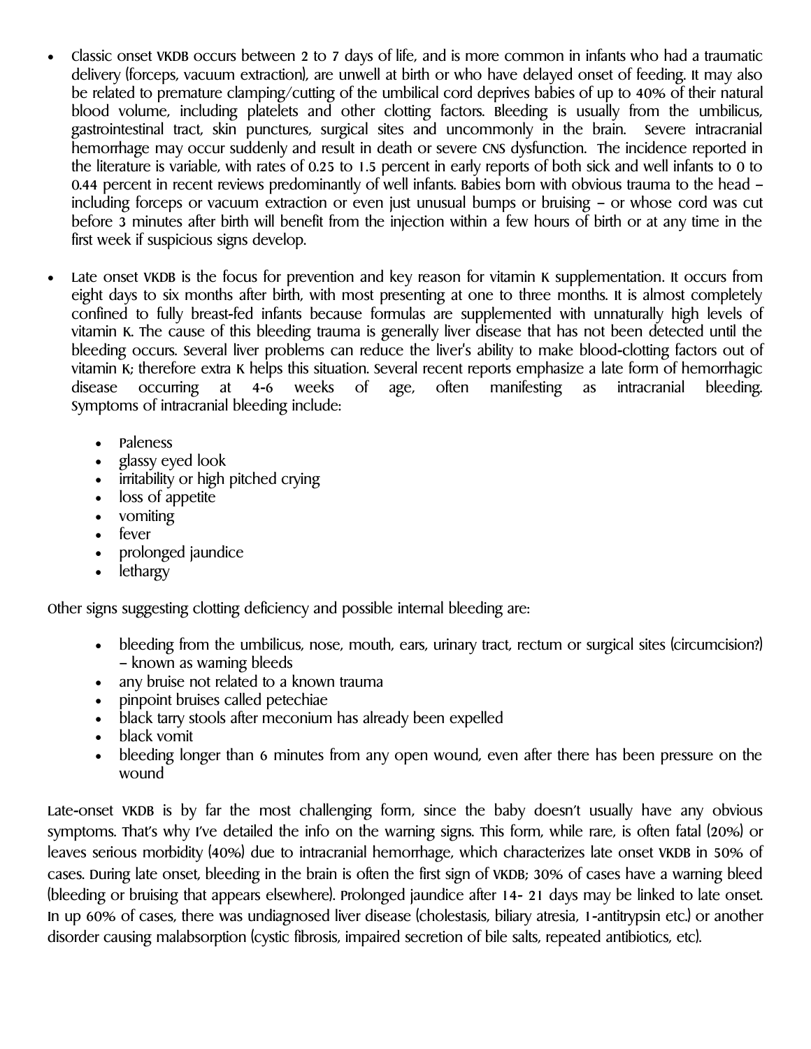- Classic onset VKDB occurs between 2 to 7 days of life, and is more common in infants who had a traumatic delivery (forceps, vacuum extraction), are unwell at birth or who have delayed onset of feeding. It may also be related to premature clamping/cutting of the umbilical cord deprives babies of up to 40% of their natural blood volume, including platelets and other clotting factors. Bleeding is usually from the umbilicus, gastrointestinal tract, skin punctures, surgical sites and uncommonly in the brain. Severe intracranial hemorrhage may occur suddenly and result in death or severe CNS dysfunction. The incidence reported in the literature is variable, with rates of 0.25 to 1.5 percent in early reports of both sick and well infants to 0 to 0.44 percent in recent reviews predominantly of well infants. Babies born with obvious trauma to the head – including forceps or vacuum extraction or even just unusual bumps or bruising – or whose cord was cut before 3 minutes after birth will benefit from the injection within a few hours of birth or at any time in the first week if suspicious signs develop.

- Late onset VKDB is the focus for prevention and key reason for vitamin K supplementation. It occurs from eight days to six months after birth, with most presenting at one to three months. It is almost completely confined to fully breast-fed infants because formulas are supplemented with unnaturally high levels of vitamin K. The cause of this bleeding trauma is generally liver disease that has not been detected until the bleeding occurs. Several liver problems can reduce the liver's ability to make blood-clotting factors out of vitamin K; therefore extra K helps this situation. Several recent reports emphasize a late form of hemorrhagic disease occurring at 4-6 weeks of age, often manifesting as intracranial bleeding. Symptoms of intracranial bleeding include:

  - Paleness
  - glassy eyed look
  - irritability or high pitched crying
  - loss of appetite
  - vomiting
  - fever
  - prolonged jaundice
  - lethargy

Other signs suggesting clotting deficiency and possible internal bleeding are:

- bleeding from the umbilicus, nose, mouth, ears, urinary tract, rectum or surgical sites (circumcision?) – known as warning bleeds
- any bruise not related to a known trauma
- pinpoint bruises called petechiae
- black tarry stools after meconium has already been expelled
- black vomit
- bleeding longer than 6 minutes from any open wound, even after there has been pressure on the wound

Late-onset VKDB is by far the most challenging form, since the baby doesn't usually have any obvious symptoms. That's why I've detailed the info on the warning signs. This form, while rare, is often fatal (20%) or leaves serious morbidity (40%) due to intracranial hemorrhage, which characterizes late onset VKDB in 50% of cases. During late onset, bleeding in the brain is often the first sign of VKDB; 30% of cases have a warning bleed (bleeding or bruising that appears elsewhere). Prolonged jaundice after 14- 21 days may be linked to late onset. In up 60% of cases, there was undiagnosed liver disease (cholestasis, biliary atresia, 1-antitrypsin etc.) or another disorder causing malabsorption (cystic fibrosis, impaired secretion of bile salts, repeated antibiotics, etc).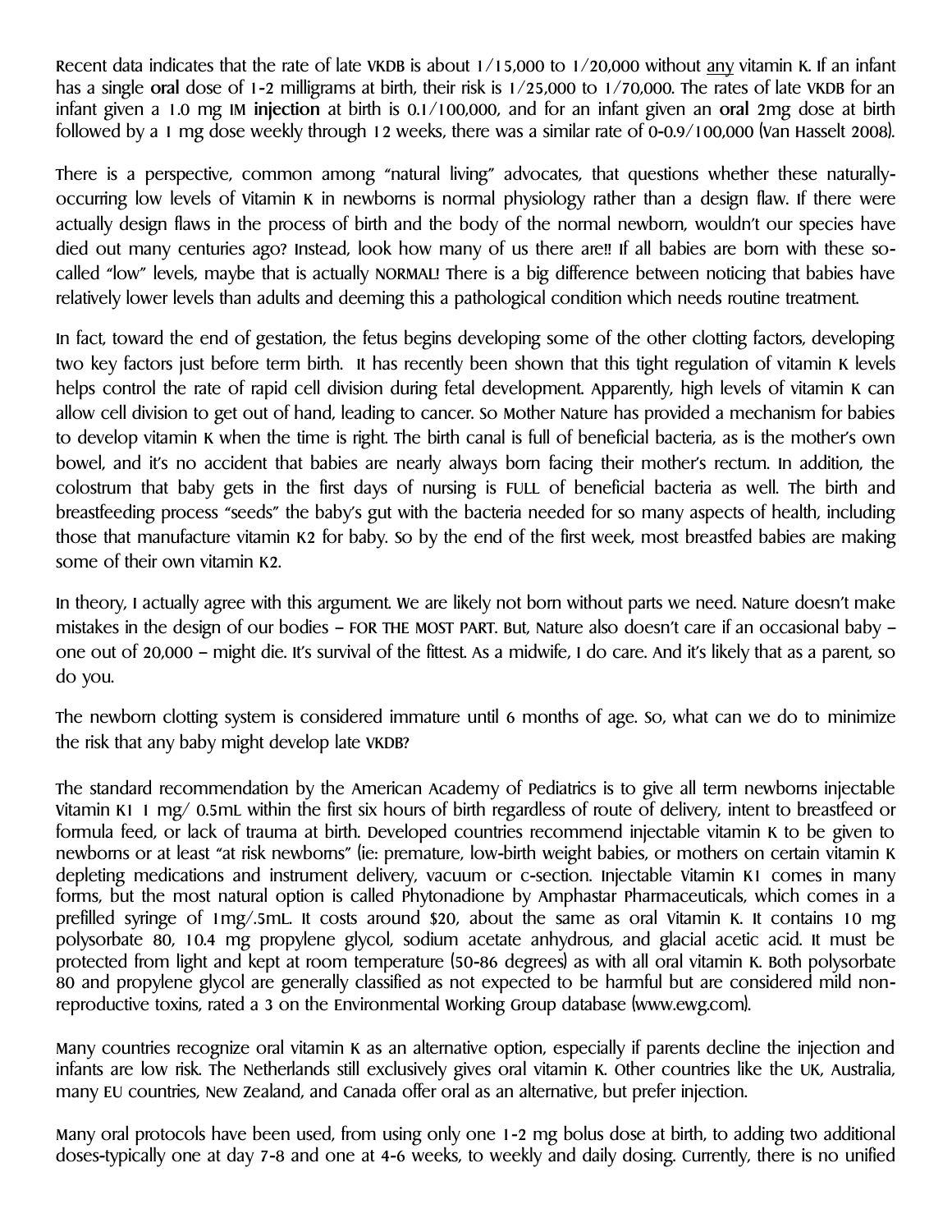Recent data indicates that the rate of late VKDB is about 1/15,000 to 1/20,000 without <u>any</u> vitamin K. If an infant has a single **oral** dose of 1-2 milligrams at birth, their risk is 1/25,000 to 1/70,000. The rates of late VKDB for an infant given a 1.0 mg IM **injection** at birth is 0.1/100,000, and for an infant given an **oral** 2mg dose at birth followed by a 1 mg dose weekly through 12 weeks, there was a similar rate of 0-0.9/100,000 (Van Hasselt 2008).

There is a perspective, common among "natural living" advocates, that questions whether these naturally-occurring low levels of Vitamin K in newborns is normal physiology rather than a design flaw. If there were actually design flaws in the process of birth and the body of the normal newborn, wouldn't our species have died out many centuries ago? Instead, look how many of us there are!! If all babies are born with these so-called "low" levels, maybe that is actually NORMAL! There is a big difference between noticing that babies have relatively lower levels than adults and deeming this a pathological condition which needs routine treatment.

In fact, toward the end of gestation, the fetus begins developing some of the other clotting factors, developing two key factors just before term birth. It has recently been shown that this tight regulation of vitamin K levels helps control the rate of rapid cell division during fetal development. Apparently, high levels of vitamin K can allow cell division to get out of hand, leading to cancer. So Mother Nature has provided a mechanism for babies to develop vitamin K when the time is right. The birth canal is full of beneficial bacteria, as is the mother's own bowel, and it's no accident that babies are nearly always born facing their mother's rectum. In addition, the colostrum that baby gets in the first days of nursing is FULL of beneficial bacteria as well. The birth and breastfeeding process "seeds" the baby's gut with the bacteria needed for so many aspects of health, including those that manufacture vitamin K2 for baby. So by the end of the first week, most breastfed babies are making some of their own vitamin K2.

In theory, I actually agree with this argument. We are likely not born without parts we need. Nature doesn't make mistakes in the design of our bodies – FOR THE MOST PART. But, Nature also doesn't care if an occasional baby – one out of 20,000 – might die. It's survival of the fittest. As a midwife, I do care. And it's likely that as a parent, so do you.

The newborn clotting system is considered immature until 6 months of age. So, what can we do to minimize the risk that any baby might develop late VKDB?

The standard recommendation by the American Academy of Pediatrics is to give all term newborns injectable Vitamin K1 1 mg/ 0.5mL within the first six hours of birth regardless of route of delivery, intent to breastfeed or formula feed, or lack of trauma at birth. Developed countries recommend injectable vitamin K to be given to newborns or at least "at risk newborns" (ie: premature, low-birth weight babies, or mothers on certain vitamin K depleting medications and instrument delivery, vacuum or c-section. Injectable Vitamin K1 comes in many forms, but the most natural option is called Phytonadione by Amphastar Pharmaceuticals, which comes in a prefilled syringe of 1mg/.5mL. It costs around \$20, about the same as oral Vitamin K. It contains 10 mg polysorbate 80, 10.4 mg propylene glycol, sodium acetate anhydrous, and glacial acetic acid. It must be protected from light and kept at room temperature (50-86 degrees) as with all oral vitamin K. Both polysorbate 80 and propylene glycol are generally classified as not expected to be harmful but are considered mild non-reproductive toxins, rated a 3 on the Environmental Working Group database (www.ewg.com).

Many countries recognize oral vitamin K as an alternative option, especially if parents decline the injection and infants are low risk. The Netherlands still exclusively gives oral vitamin K. Other countries like the UK, Australia, many EU countries, New Zealand, and Canada offer oral as an alternative, but prefer injection.

Many oral protocols have been used, from using only one 1-2 mg bolus dose at birth, to adding two additional doses-typically one at day 7-8 and one at 4-6 weeks, to weekly and daily dosing. Currently, there is no unified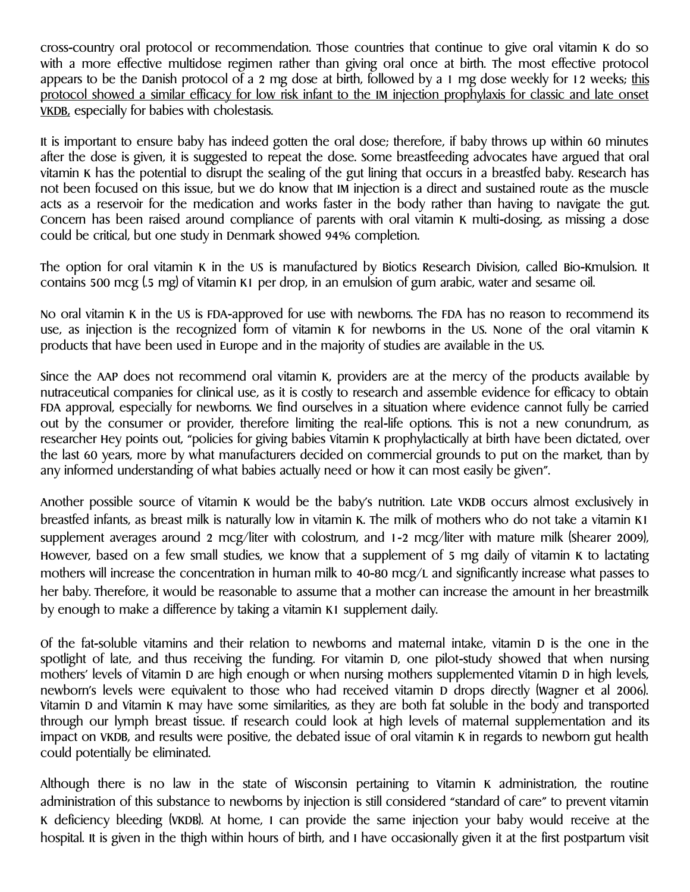cross-country oral protocol or recommendation. Those countries that continue to give oral vitamin K do so with a more effective multidose regimen rather than giving oral once at birth. The most effective protocol appears to be the Danish protocol of a 2 mg dose at birth, followed by a 1 mg dose weekly for 12 weeks; <u>this protocol showed a similar efficacy for low risk infant to the IM injection prophylaxis for classic and late onset VKDB,</u> especially for babies with cholestasis.

It is important to ensure baby has indeed gotten the oral dose; therefore, if baby throws up within 60 minutes after the dose is given, it is suggested to repeat the dose. Some breastfeeding advocates have argued that oral vitamin K has the potential to disrupt the sealing of the gut lining that occurs in a breastfed baby. Research has not been focused on this issue, but we do know that IM injection is a direct and sustained route as the muscle acts as a reservoir for the medication and works faster in the body rather than having to navigate the gut. Concern has been raised around compliance of parents with oral vitamin K multi-dosing, as missing a dose could be critical, but one study in Denmark showed 94% completion.

The option for oral vitamin K in the US is manufactured by Biotics Research Division, called Bio-Kmulsion. It contains 500 mcg (.5 mg) of Vitamin K1 per drop, in an emulsion of gum arabic, water and sesame oil.

No oral vitamin K in the US is FDA-approved for use with newborns. The FDA has no reason to recommend its use, as injection is the recognized form of vitamin K for newborns in the US. None of the oral vitamin K products that have been used in Europe and in the majority of studies are available in the US.

Since the AAP does not recommend oral vitamin K, providers are at the mercy of the products available by nutraceutical companies for clinical use, as it is costly to research and assemble evidence for efficacy to obtain FDA approval, especially for newborns. We find ourselves in a situation where evidence cannot fully be carried out by the consumer or provider, therefore limiting the real-life options. This is not a new conundrum, as researcher Hey points out, "policies for giving babies Vitamin K prophylactically at birth have been dictated, over the last 60 years, more by what manufacturers decided on commercial grounds to put on the market, than by any informed understanding of what babies actually need or how it can most easily be given".

Another possible source of Vitamin K would be the baby's nutrition. Late VKDB occurs almost exclusively in breastfed infants, as breast milk is naturally low in vitamin K. The milk of mothers who do not take a vitamin K1 supplement averages around 2 mcg/liter with colostrum, and 1-2 mcg/liter with mature milk (Shearer 2009), However, based on a few small studies, we know that a supplement of 5 mg daily of vitamin K to lactating mothers will increase the concentration in human milk to 40-80 mcg/L and significantly increase what passes to her baby. Therefore, it would be reasonable to assume that a mother can increase the amount in her breastmilk by enough to make a difference by taking a vitamin K1 supplement daily.

Of the fat-soluble vitamins and their relation to newborns and maternal intake, vitamin D is the one in the spotlight of late, and thus receiving the funding. For vitamin D, one pilot-study showed that when nursing mothers' levels of Vitamin D are high enough or when nursing mothers supplemented Vitamin D in high levels, newborn's levels were equivalent to those who had received vitamin D drops directly (Wagner et al 2006). Vitamin D and Vitamin K may have some similarities, as they are both fat soluble in the body and transported through our lymph breast tissue. If research could look at high levels of maternal supplementation and its impact on VKDB, and results were positive, the debated issue of oral vitamin K in regards to newborn gut health could potentially be eliminated.

Although there is no law in the state of Wisconsin pertaining to Vitamin K administration, the routine administration of this substance to newborns by injection is still considered "standard of care" to prevent vitamin K deficiency bleeding (VKDB). At home, I can provide the same injection your baby would receive at the hospital. It is given in the thigh within hours of birth, and I have occasionally given it at the first postpartum visit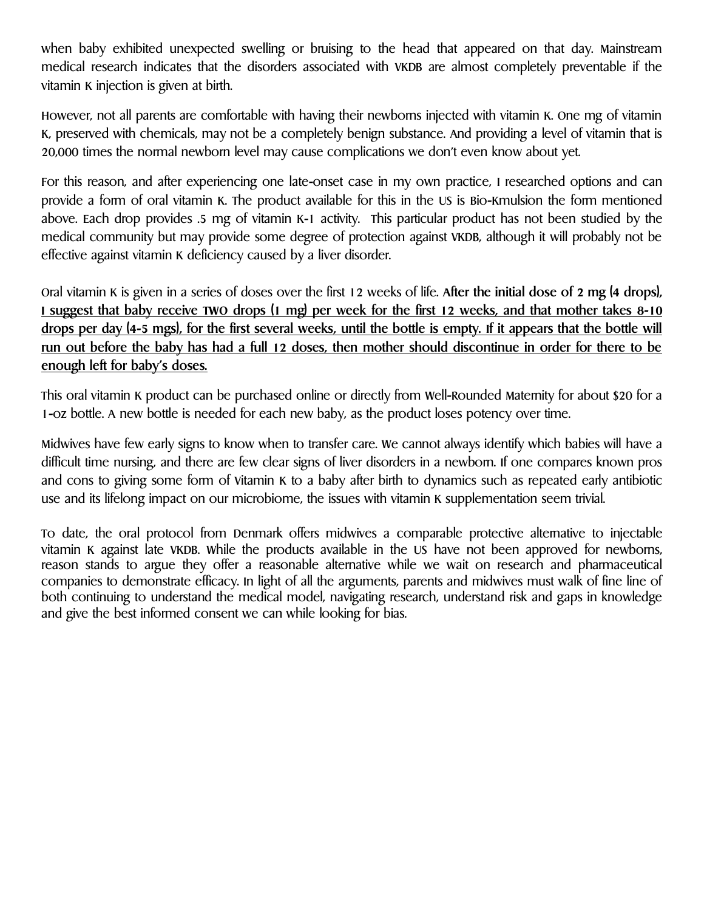when baby exhibited unexpected swelling or bruising to the head that appeared on that day. Mainstream medical research indicates that the disorders associated with VKDB are almost completely preventable if the vitamin K injection is given at birth.

However, not all parents are comfortable with having their newborns injected with vitamin K. One mg of vitamin K, preserved with chemicals, may not be a completely benign substance. And providing a level of vitamin that is 20,000 times the normal newborn level may cause complications we don't even know about yet.

For this reason, and after experiencing one late-onset case in my own practice, I researched options and can provide a form of oral vitamin K. The product available for this in the US is Bio-Kmulsion the form mentioned above. Each drop provides .5 mg of vitamin K-1 activity. This particular product has not been studied by the medical community but may provide some degree of protection against VKDB, although it will probably not be effective against vitamin K deficiency caused by a liver disorder.

Oral vitamin K is given in a series of doses over the first 12 weeks of life. **After the initial dose of 2 mg (4 drops), I suggest that baby receive TWO drops (1 mg) per week for the first 12 weeks, and that mother takes 8-10 drops per day (4-5 mgs), for the first several weeks, until the bottle is empty. If it appears that the bottle will run out before the baby has had a full 12 doses, then mother should discontinue in order for there to be enough left for baby's doses.**

This oral vitamin K product can be purchased online or directly from Well-Rounded Maternity for about $20 for a 1-oz bottle. A new bottle is needed for each new baby, as the product loses potency over time.

Midwives have few early signs to know when to transfer care. We cannot always identify which babies will have a difficult time nursing, and there are few clear signs of liver disorders in a newborn. If one compares known pros and cons to giving some form of Vitamin K to a baby after birth to dynamics such as repeated early antibiotic use and its lifelong impact on our microbiome, the issues with vitamin K supplementation seem trivial.

To date, the oral protocol from Denmark offers midwives a comparable protective alternative to injectable vitamin K against late VKDB. While the products available in the US have not been approved for newborns, reason stands to argue they offer a reasonable alternative while we wait on research and pharmaceutical companies to demonstrate efficacy. In light of all the arguments, parents and midwives must walk of fine line of both continuing to understand the medical model, navigating research, understand risk and gaps in knowledge and give the best informed consent we can while looking for bias.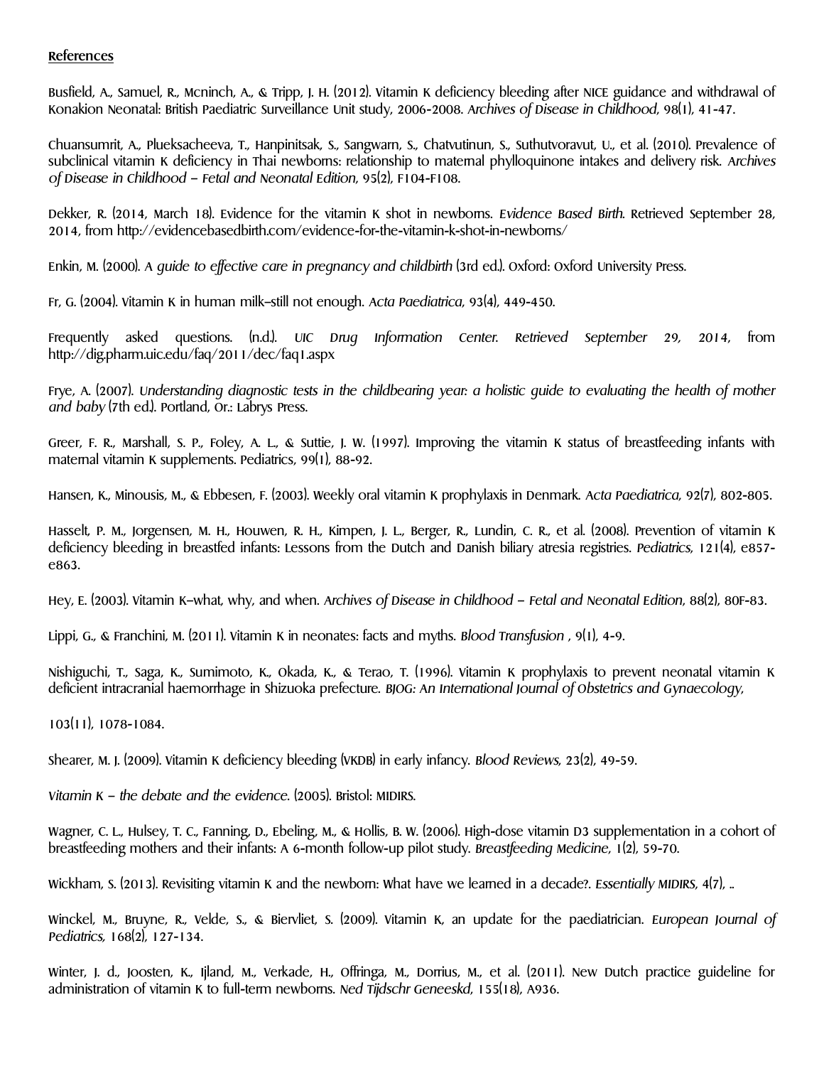**References**

Busfield, A., Samuel, R., Mcninch, A., & Tripp, J. H. (2012). Vitamin K deficiency bleeding after NICE guidance and withdrawal of Konakion Neonatal: British Paediatric Surveillance Unit study, 2006-2008. *Archives of Disease in Childhood*, 98(1), 41-47.

Chuansumrit, A., Plueksacheeva, T., Hanpinitsak, S., Sangwarn, S., Chatvutinun, S., Suthutvoravut, U., et al. (2010). Prevalence of subclinical vitamin K deficiency in Thai newborns: relationship to maternal phylloquinone intakes and delivery risk. *Archives of Disease in Childhood – Fetal and Neonatal Edition*, 95(2), F104-F108.

Dekker, R. (2014, March 18). Evidence for the vitamin K shot in newborns. *Evidence Based Birth*. Retrieved September 28, 2014, from http://evidencebasedbirth.com/evidence-for-the-vitamin-k-shot-in-newborns/

Enkin, M. (2000). A *guide to effective care in pregnancy and childbirth* (3rd ed.). Oxford: Oxford University Press.

Fr, G. (2004). Vitamin K in human milk–still not enough. *Acta Paediatrica*, 93(4), 449-450.

Frequently asked questions. (n.d.). *UIC Drug Information Center. Retrieved September 29, 2014*, from http://dig.pharm.uic.edu/faq/2011/dec/faq1.aspx

Frye, A. (2007). *Understanding diagnostic tests in the childbearing year: a holistic guide to evaluating the health of mother and baby* (7th ed.). Portland, Or.: Labrys Press.

Greer, F. R., Marshall, S. P., Foley, A. L., & Suttie, J. W. (1997). Improving the vitamin K status of breastfeeding infants with maternal vitamin K supplements. Pediatrics, 99(1), 88-92.

Hansen, K., Minousis, M., & Ebbesen, F. (2003). Weekly oral vitamin K prophylaxis in Denmark. *Acta Paediatrica*, 92(7), 802-805.

Hasselt, P. M., Jorgensen, M. H., Houwen, R. H., Kimpen, J. L., Berger, R., Lundin, C. R., et al. (2008). Prevention of vitamin K deficiency bleeding in breastfed infants: Lessons from the Dutch and Danish biliary atresia registries. *Pediatrics*, 121(4), e857-e863.

Hey, E. (2003). Vitamin K–what, why, and when. *Archives of Disease in Childhood – Fetal and Neonatal Edition*, 88(2), 80F-83.

Lippi, G., & Franchini, M. (2011). Vitamin K in neonates: facts and myths. *Blood Transfusion* , 9(1), 4-9.

Nishiguchi, T., Saga, K., Sumimoto, K., Okada, K., & Terao, T. (1996). Vitamin K prophylaxis to prevent neonatal vitamin K deficient intracranial haemorrhage in Shizuoka prefecture. *BJOG: An International Journal of Obstetrics and Gynaecology*,

103(11), 1078-1084.

Shearer, M. J. (2009). Vitamin K deficiency bleeding (VKDB) in early infancy. *Blood Reviews*, 23(2), 49-59.

*Vitamin K – the debate and the evidence*. (2005). Bristol: MIDIRS.

Wagner, C. L., Hulsey, T. C., Fanning, D., Ebeling, M., & Hollis, B. W. (2006). High-dose vitamin D3 supplementation in a cohort of breastfeeding mothers and their infants: A 6-month follow-up pilot study. *Breastfeeding Medicine*, 1(2), 59-70.

Wickham, S. (2013). Revisiting vitamin K and the newborn: What have we learned in a decade?. *Essentially MIDIRS*, 4(7), ..

Winckel, M., Bruyne, R., Velde, S., & Biervliet, S. (2009). Vitamin K, an update for the paediatrician. *European Journal of Pediatrics*, 168(2), 127-134.

Winter, J. d., Joosten, K., Ijland, M., Verkade, H., Offringa, M., Dorrius, M., et al. (2011). New Dutch practice guideline for administration of vitamin K to full-term newborns. *Ned Tijdschr Geneeskd*, 155(18), A936.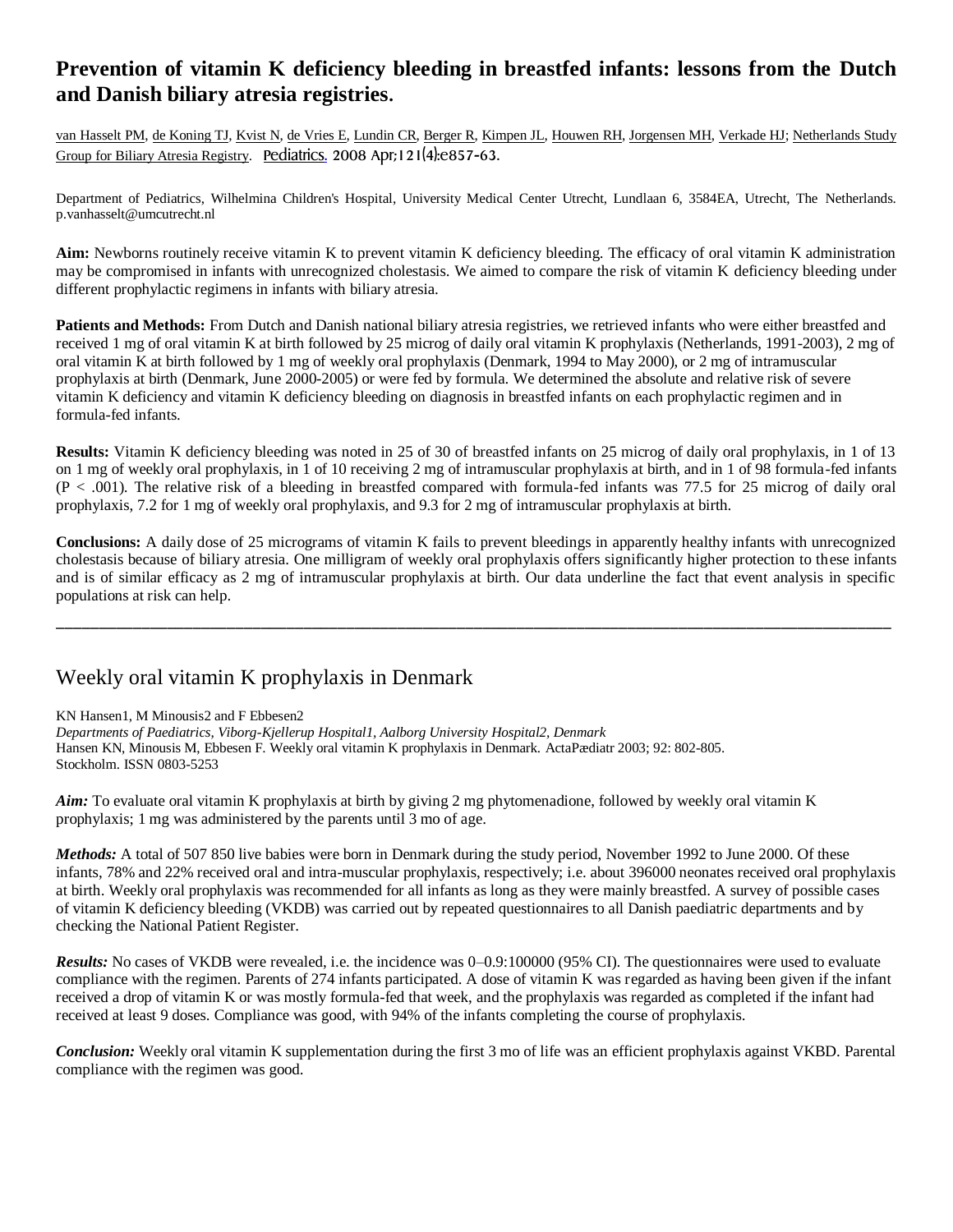# Prevention of vitamin K deficiency bleeding in breastfed infants: lessons from the Dutch and Danish biliary atresia registries.

van Hasselt PM, de Koning TJ, Kvist N, de Vries E, Lundin CR, Berger R, Kimpen JL, Houwen RH, Jorgensen MH, Verkade HJ; Netherlands Study Group for Biliary Atresia Registry. Pediatrics. 2008 Apr;121(4):e857-63.

Department of Pediatrics, Wilhelmina Children's Hospital, University Medical Center Utrecht, Lundlaan 6, 3584EA, Utrecht, The Netherlands. p.vanhasselt@umcutrecht.nl

**Aim:** Newborns routinely receive vitamin K to prevent vitamin K deficiency bleeding. The efficacy of oral vitamin K administration may be compromised in infants with unrecognized cholestasis. We aimed to compare the risk of vitamin K deficiency bleeding under different prophylactic regimens in infants with biliary atresia.

**Patients and Methods:** From Dutch and Danish national biliary atresia registries, we retrieved infants who were either breastfed and received 1 mg of oral vitamin K at birth followed by 25 microg of daily oral vitamin K prophylaxis (Netherlands, 1991-2003), 2 mg of oral vitamin K at birth followed by 1 mg of weekly oral prophylaxis (Denmark, 1994 to May 2000), or 2 mg of intramuscular prophylaxis at birth (Denmark, June 2000-2005) or were fed by formula. We determined the absolute and relative risk of severe vitamin K deficiency and vitamin K deficiency bleeding on diagnosis in breastfed infants on each prophylactic regimen and in formula-fed infants.

**Results:** Vitamin K deficiency bleeding was noted in 25 of 30 of breastfed infants on 25 microg of daily oral prophylaxis, in 1 of 13 on 1 mg of weekly oral prophylaxis, in 1 of 10 receiving 2 mg of intramuscular prophylaxis at birth, and in 1 of 98 formula-fed infants ($P < .001$). The relative risk of a bleeding in breastfed compared with formula-fed infants was 77.5 for 25 microg of daily oral prophylaxis, 7.2 for 1 mg of weekly oral prophylaxis, and 9.3 for 2 mg of intramuscular prophylaxis at birth.

**Conclusions:** A daily dose of 25 micrograms of vitamin K fails to prevent bleedings in apparently healthy infants with unrecognized cholestasis because of biliary atresia. One milligram of weekly oral prophylaxis offers significantly higher protection to these infants and is of similar efficacy as 2 mg of intramuscular prophylaxis at birth. Our data underline the fact that event analysis in specific populations at risk can help.

---

## Weekly oral vitamin K prophylaxis in Denmark

KN Hansen1, M Minousis2 and F Ebbesen2

*Departments of Paediatrics, Viborg-Kjellerup Hospital1, Aalborg University Hospital2, Denmark*

Hansen KN, Minousis M, Ebbesen F. Weekly oral vitamin K prophylaxis in Denmark. ActaPædiatr 2003; 92: 802-805. Stockholm. ISSN 0803-5253

***Aim:*** To evaluate oral vitamin K prophylaxis at birth by giving 2 mg phytomenadione, followed by weekly oral vitamin K prophylaxis; 1 mg was administered by the parents until 3 mo of age.

***Methods:*** A total of 507 850 live babies were born in Denmark during the study period, November 1992 to June 2000. Of these infants, 78% and 22% received oral and intra-muscular prophylaxis, respectively; i.e. about 396000 neonates received oral prophylaxis at birth. Weekly oral prophylaxis was recommended for all infants as long as they were mainly breastfed. A survey of possible cases of vitamin K deficiency bleeding (VKDB) was carried out by repeated questionnaires to all Danish paediatric departments and by checking the National Patient Register.

***Results:*** No cases of VKDB were revealed, i.e. the incidence was 0–0.9:100000 (95% CI). The questionnaires were used to evaluate compliance with the regimen. Parents of 274 infants participated. A dose of vitamin K was regarded as having been given if the infant received a drop of vitamin K or was mostly formula-fed that week, and the prophylaxis was regarded as completed if the infant had received at least 9 doses. Compliance was good, with 94% of the infants completing the course of prophylaxis.

***Conclusion:*** Weekly oral vitamin K supplementation during the first 3 mo of life was an efficient prophylaxis against VKBD. Parental compliance with the regimen was good.